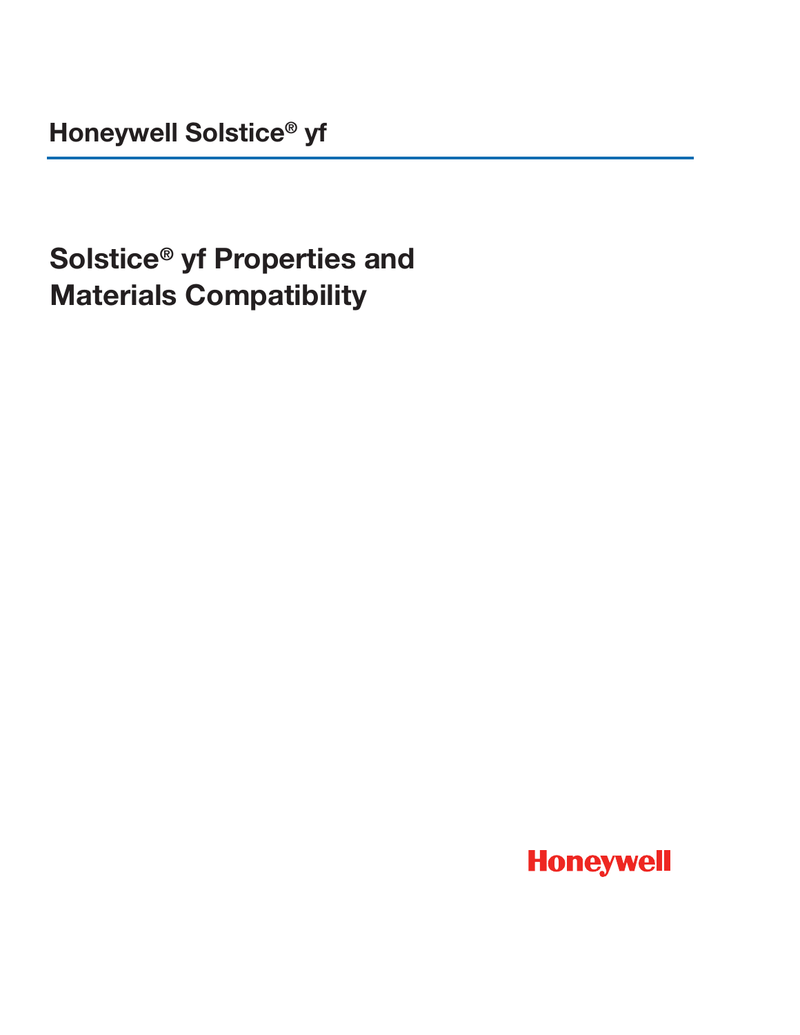Honeywell Solstice® yf

# Solstice® yf Properties and Materials Compatibility

Honeywell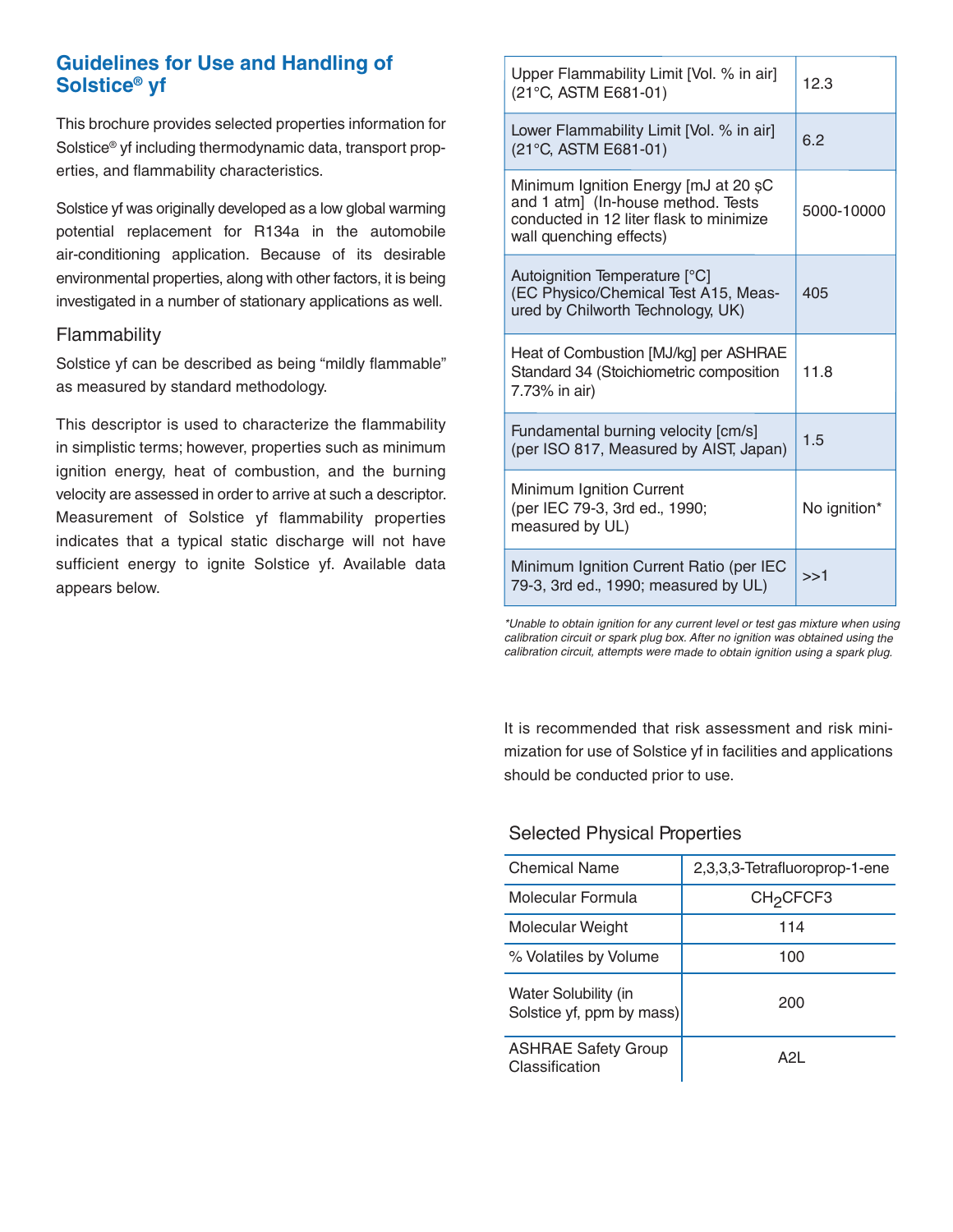## Guidelines for Use and Handling of Solstice® yf

This brochure provides selected properties information for Solstice® yf including thermodynamic data, transport properties, and flammability characteristics.

Solstice yf was originally developed as a low global warming potential replacement for R134a in the automobile air-conditioning application. Because of its desirable environmental properties, along with other factors, it is being investigated in a number of stationary applications as well.

### Flammability

Solstice yf can be described as being "mildly flammable" as measured by standard methodology.

This descriptor is used to characterize the flammability in simplistic terms; however, properties such as minimum ignition energy, heat of combustion, and the burning velocity are assessed in order to arrive at such a descriptor. Measurement of Solstice yf flammability properties indicates that a typical static discharge will not have sufficient energy to ignite Solstice yf. Available data appears below.

| Property | Value |
|---|---|
| Upper Flammability Limit [Vol. % in air] (21°C, ASTM E681-01) | 12.3 |
| Lower Flammability Limit [Vol. % in air] (21°C, ASTM E681-01) | 6.2 |
| Minimum Ignition Energy [mJ at 20 ºC and 1 atm] (In-house method. Tests conducted in 12 liter flask to minimize wall quenching effects) | 5000-10000 |
| Autoignition Temperature [°C] (EC Physico/Chemical Test A15, Measured by Chilworth Technology, UK) | 405 |
| Heat of Combustion [MJ/kg] per ASHRAE Standard 34 (Stoichiometric composition 7.73% in air) | 11.8 |
| Fundamental burning velocity [cm/s] (per ISO 817, Measured by AIST, Japan) | 1.5 |
| Minimum Ignition Current (per IEC 79-3, 3rd ed., 1990; measured by UL) | No ignition* |
| Minimum Ignition Current Ratio (per IEC 79-3, 3rd ed., 1990; measured by UL) | >>1 |

*\*Unable to obtain ignition for any current level or test gas mixture when using calibration circuit or spark plug box. After no ignition was obtained using the calibration circuit, attempts were made to obtain ignition using a spark plug.*

It is recommended that risk assessment and risk minimization for use of Solstice yf in facilities and applications should be conducted prior to use.

### Selected Physical Properties

| Property | Value |
|---|---|
| Chemical Name | 2,3,3,3-Tetrafluoroprop-1-ene |
| Molecular Formula | $CH_2CFCF_3$ |
| Molecular Weight | 114 |
| % Volatiles by Volume | 100 |
| Water Solubility (in Solstice yf, ppm by mass) | 200 |
| ASHRAE Safety Group Classification | A2L |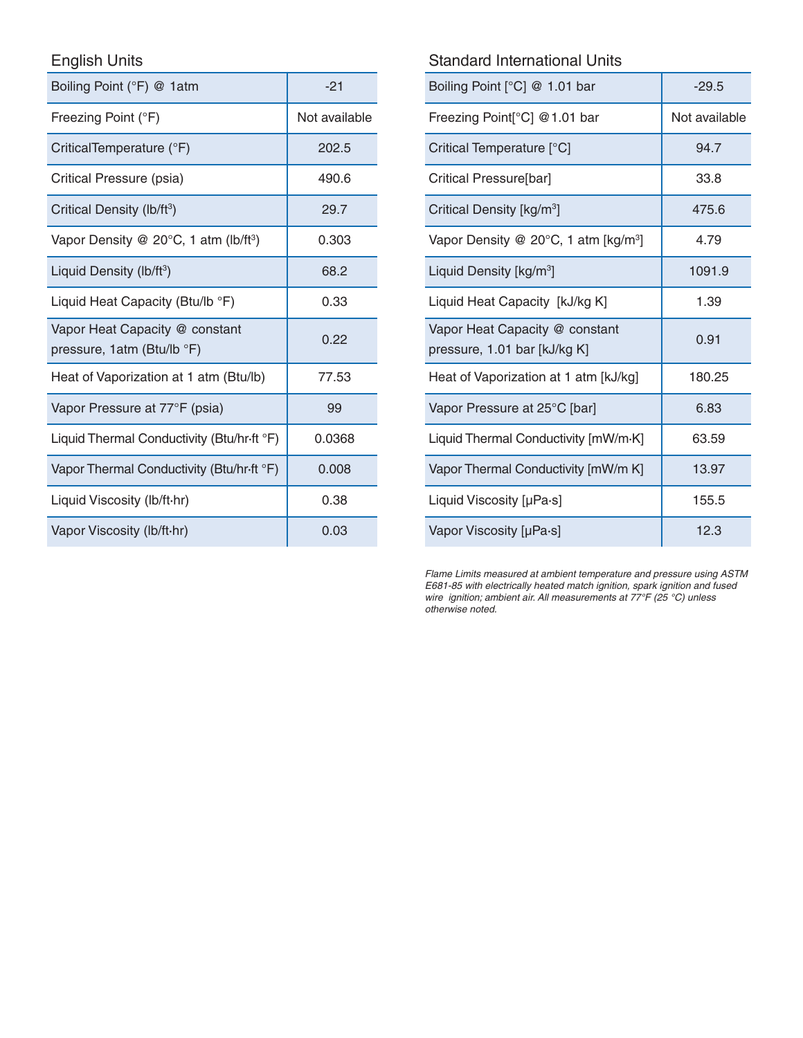## English Units

| Property | Value |
|---|---|
| Boiling Point (°F) @ 1atm | -21 |
| Freezing Point (°F) | Not available |
| CriticalTemperature (°F) | 202.5 |
| Critical Pressure (psia) | 490.6 |
| Critical Density (lb/ft$^3$) | 29.7 |
| Vapor Density @ 20°C, 1 atm (lb/ft$^3$) | 0.303 |
| Liquid Density (lb/ft$^3$) | 68.2 |
| Liquid Heat Capacity (Btu/lb °F) | 0.33 |
| Vapor Heat Capacity @ constant pressure, 1atm (Btu/lb °F) | 0.22 |
| Heat of Vaporization at 1 atm (Btu/lb) | 77.53 |
| Vapor Pressure at 77°F (psia) | 99 |
| Liquid Thermal Conductivity (Btu/hr·ft °F) | 0.0368 |
| Vapor Thermal Conductivity (Btu/hr·ft °F) | 0.008 |
| Liquid Viscosity (lb/ft·hr) | 0.38 |
| Vapor Viscosity (lb/ft·hr) | 0.03 |

## Standard International Units

| Property | Value |
|---|---|
| Boiling Point [°C] @ 1.01 bar | -29.5 |
| Freezing Point[°C] @1.01 bar | Not available |
| Critical Temperature [°C] | 94.7 |
| Critical Pressure[bar] | 33.8 |
| Critical Density [kg/m$^3$] | 475.6 |
| Vapor Density @ 20°C, 1 atm [kg/m$^3$] | 4.79 |
| Liquid Density [kg/m$^3$] | 1091.9 |
| Liquid Heat Capacity [kJ/kg K] | 1.39 |
| Vapor Heat Capacity @ constant pressure, 1.01 bar [kJ/kg K] | 0.91 |
| Heat of Vaporization at 1 atm [kJ/kg] | 180.25 |
| Vapor Pressure at 25°C [bar] | 6.83 |
| Liquid Thermal Conductivity [mW/m·K] | 63.59 |
| Vapor Thermal Conductivity [mW/m K] | 13.97 |
| Liquid Viscosity [μPa·s] | 155.5 |
| Vapor Viscosity [μPa·s] | 12.3 |

*Flame Limits measured at ambient temperature and pressure using ASTM E681-85 with electrically heated match ignition, spark ignition and fused wire ignition; ambient air. All measurements at 77°F (25 °C) unless otherwise noted.*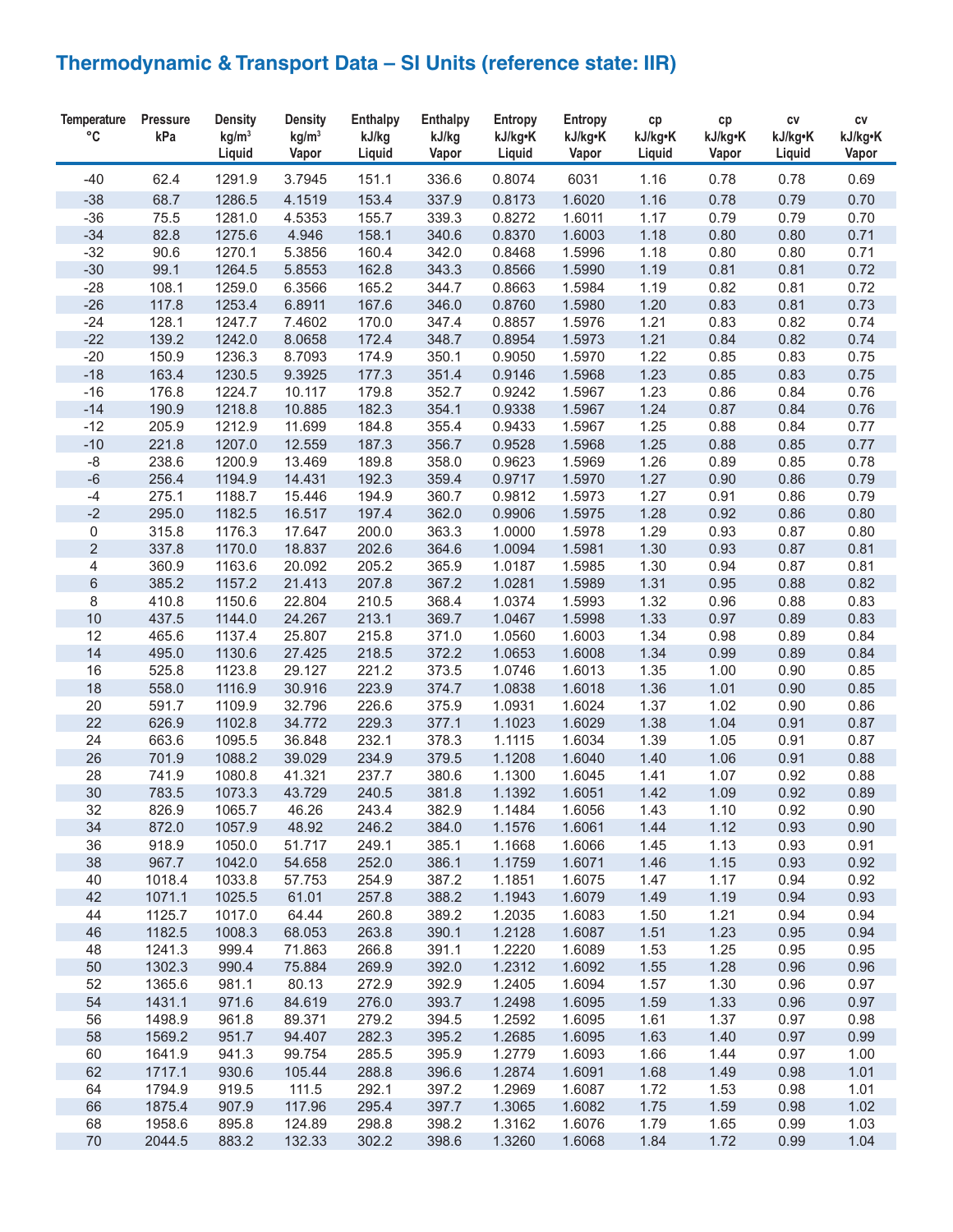# Thermodynamic & Transport Data – SI Units (reference state: IIR)

| Temperature °C | Pressure kPa | Density $kg/m^3$ Liquid | Density $kg/m^3$ Vapor | Enthalpy kJ/kg Liquid | Enthalpy kJ/kg Vapor | Entropy kJ/kg•K Liquid | Entropy kJ/kg•K Vapor | cp kJ/kg•K Liquid | cp kJ/kg•K Vapor | cv kJ/kg•K Liquid | cv kJ/kg•K Vapor |
|---|---|---|---|---|---|---|---|---|---|---|---|
| -40 | 62.4 | 1291.9 | 3.7945 | 151.1 | 336.6 | 0.8074 | 6031 | 1.16 | 0.78 | 0.78 | 0.69 |
| -38 | 68.7 | 1286.5 | 4.1519 | 153.4 | 337.9 | 0.8173 | 1.6020 | 1.16 | 0.78 | 0.79 | 0.70 |
| -36 | 75.5 | 1281.0 | 4.5353 | 155.7 | 339.3 | 0.8272 | 1.6011 | 1.17 | 0.79 | 0.79 | 0.70 |
| -34 | 82.8 | 1275.6 | 4.946 | 158.1 | 340.6 | 0.8370 | 1.6003 | 1.18 | 0.80 | 0.80 | 0.71 |
| -32 | 90.6 | 1270.1 | 5.3856 | 160.4 | 342.0 | 0.8468 | 1.5996 | 1.18 | 0.80 | 0.80 | 0.71 |
| -30 | 99.1 | 1264.5 | 5.8553 | 162.8 | 343.3 | 0.8566 | 1.5990 | 1.19 | 0.81 | 0.81 | 0.72 |
| -28 | 108.1 | 1259.0 | 6.3566 | 165.2 | 344.7 | 0.8663 | 1.5984 | 1.19 | 0.82 | 0.81 | 0.72 |
| -26 | 117.8 | 1253.4 | 6.8911 | 167.6 | 346.0 | 0.8760 | 1.5980 | 1.20 | 0.83 | 0.81 | 0.73 |
| -24 | 128.1 | 1247.7 | 7.4602 | 170.0 | 347.4 | 0.8857 | 1.5976 | 1.21 | 0.83 | 0.82 | 0.74 |
| -22 | 139.2 | 1242.0 | 8.0658 | 172.4 | 348.7 | 0.8954 | 1.5973 | 1.21 | 0.84 | 0.82 | 0.74 |
| -20 | 150.9 | 1236.3 | 8.7093 | 174.9 | 350.1 | 0.9050 | 1.5970 | 1.22 | 0.85 | 0.83 | 0.75 |
| -18 | 163.4 | 1230.5 | 9.3925 | 177.3 | 351.4 | 0.9146 | 1.5968 | 1.23 | 0.85 | 0.83 | 0.75 |
| -16 | 176.8 | 1224.7 | 10.117 | 179.8 | 352.7 | 0.9242 | 1.5967 | 1.23 | 0.86 | 0.84 | 0.76 |
| -14 | 190.9 | 1218.8 | 10.885 | 182.3 | 354.1 | 0.9338 | 1.5967 | 1.24 | 0.87 | 0.84 | 0.76 |
| -12 | 205.9 | 1212.9 | 11.699 | 184.8 | 355.4 | 0.9433 | 1.5967 | 1.25 | 0.88 | 0.84 | 0.77 |
| -10 | 221.8 | 1207.0 | 12.559 | 187.3 | 356.7 | 0.9528 | 1.5968 | 1.25 | 0.88 | 0.85 | 0.77 |
| -8 | 238.6 | 1200.9 | 13.469 | 189.8 | 358.0 | 0.9623 | 1.5969 | 1.26 | 0.89 | 0.85 | 0.78 |
| -6 | 256.4 | 1194.9 | 14.431 | 192.3 | 359.4 | 0.9717 | 1.5970 | 1.27 | 0.90 | 0.86 | 0.79 |
| -4 | 275.1 | 1188.7 | 15.446 | 194.9 | 360.7 | 0.9812 | 1.5973 | 1.27 | 0.91 | 0.86 | 0.79 |
| -2 | 295.0 | 1182.5 | 16.517 | 197.4 | 362.0 | 0.9906 | 1.5975 | 1.28 | 0.92 | 0.86 | 0.80 |
| 0 | 315.8 | 1176.3 | 17.647 | 200.0 | 363.3 | 1.0000 | 1.5978 | 1.29 | 0.93 | 0.87 | 0.80 |
| 2 | 337.8 | 1170.0 | 18.837 | 202.6 | 364.6 | 1.0094 | 1.5981 | 1.30 | 0.93 | 0.87 | 0.81 |
| 4 | 360.9 | 1163.6 | 20.092 | 205.2 | 365.9 | 1.0187 | 1.5985 | 1.30 | 0.94 | 0.87 | 0.81 |
| 6 | 385.2 | 1157.2 | 21.413 | 207.8 | 367.2 | 1.0281 | 1.5989 | 1.31 | 0.95 | 0.88 | 0.82 |
| 8 | 410.8 | 1150.6 | 22.804 | 210.5 | 368.4 | 1.0374 | 1.5993 | 1.32 | 0.96 | 0.88 | 0.83 |
| 10 | 437.5 | 1144.0 | 24.267 | 213.1 | 369.7 | 1.0467 | 1.5998 | 1.33 | 0.97 | 0.89 | 0.83 |
| 12 | 465.6 | 1137.4 | 25.807 | 215.8 | 371.0 | 1.0560 | 1.6003 | 1.34 | 0.98 | 0.89 | 0.84 |
| 14 | 495.0 | 1130.6 | 27.425 | 218.5 | 372.2 | 1.0653 | 1.6008 | 1.34 | 0.99 | 0.89 | 0.84 |
| 16 | 525.8 | 1123.8 | 29.127 | 221.2 | 373.5 | 1.0746 | 1.6013 | 1.35 | 1.00 | 0.90 | 0.85 |
| 18 | 558.0 | 1116.9 | 30.916 | 223.9 | 374.7 | 1.0838 | 1.6018 | 1.36 | 1.01 | 0.90 | 0.85 |
| 20 | 591.7 | 1109.9 | 32.796 | 226.6 | 375.9 | 1.0931 | 1.6024 | 1.37 | 1.02 | 0.90 | 0.86 |
| 22 | 626.9 | 1102.8 | 34.772 | 229.3 | 377.1 | 1.1023 | 1.6029 | 1.38 | 1.04 | 0.91 | 0.87 |
| 24 | 663.6 | 1095.5 | 36.848 | 232.1 | 378.3 | 1.1115 | 1.6034 | 1.39 | 1.05 | 0.91 | 0.87 |
| 26 | 701.9 | 1088.2 | 39.029 | 234.9 | 379.5 | 1.1208 | 1.6040 | 1.40 | 1.06 | 0.91 | 0.88 |
| 28 | 741.9 | 1080.8 | 41.321 | 237.7 | 380.6 | 1.1300 | 1.6045 | 1.41 | 1.07 | 0.92 | 0.88 |
| 30 | 783.5 | 1073.3 | 43.729 | 240.5 | 381.8 | 1.1392 | 1.6051 | 1.42 | 1.09 | 0.92 | 0.89 |
| 32 | 826.9 | 1065.7 | 46.26 | 243.4 | 382.9 | 1.1484 | 1.6056 | 1.43 | 1.10 | 0.92 | 0.90 |
| 34 | 872.0 | 1057.9 | 48.92 | 246.2 | 384.0 | 1.1576 | 1.6061 | 1.44 | 1.12 | 0.93 | 0.90 |
| 36 | 918.9 | 1050.0 | 51.717 | 249.1 | 385.1 | 1.1668 | 1.6066 | 1.45 | 1.13 | 0.93 | 0.91 |
| 38 | 967.7 | 1042.0 | 54.658 | 252.0 | 386.1 | 1.1759 | 1.6071 | 1.46 | 1.15 | 0.93 | 0.92 |
| 40 | 1018.4 | 1033.8 | 57.753 | 254.9 | 387.2 | 1.1851 | 1.6075 | 1.47 | 1.17 | 0.94 | 0.92 |
| 42 | 1071.1 | 1025.5 | 61.01 | 257.8 | 388.2 | 1.1943 | 1.6079 | 1.49 | 1.19 | 0.94 | 0.93 |
| 44 | 1125.7 | 1017.0 | 64.44 | 260.8 | 389.2 | 1.2035 | 1.6083 | 1.50 | 1.21 | 0.94 | 0.94 |
| 46 | 1182.5 | 1008.3 | 68.053 | 263.8 | 390.1 | 1.2128 | 1.6087 | 1.51 | 1.23 | 0.95 | 0.94 |
| 48 | 1241.3 | 999.4 | 71.863 | 266.8 | 391.1 | 1.2220 | 1.6089 | 1.53 | 1.25 | 0.95 | 0.95 |
| 50 | 1302.3 | 990.4 | 75.884 | 269.9 | 392.0 | 1.2312 | 1.6092 | 1.55 | 1.28 | 0.96 | 0.96 |
| 52 | 1365.6 | 981.1 | 80.13 | 272.9 | 392.9 | 1.2405 | 1.6094 | 1.57 | 1.30 | 0.96 | 0.97 |
| 54 | 1431.1 | 971.6 | 84.619 | 276.0 | 393.7 | 1.2498 | 1.6095 | 1.59 | 1.33 | 0.96 | 0.97 |
| 56 | 1498.9 | 961.8 | 89.371 | 279.2 | 394.5 | 1.2592 | 1.6095 | 1.61 | 1.37 | 0.97 | 0.98 |
| 58 | 1569.2 | 951.7 | 94.407 | 282.3 | 395.2 | 1.2685 | 1.6095 | 1.63 | 1.40 | 0.97 | 0.99 |
| 60 | 1641.9 | 941.3 | 99.754 | 285.5 | 395.9 | 1.2779 | 1.6093 | 1.66 | 1.44 | 0.97 | 1.00 |
| 62 | 1717.1 | 930.6 | 105.44 | 288.8 | 396.6 | 1.2874 | 1.6091 | 1.68 | 1.49 | 0.98 | 1.01 |
| 64 | 1794.9 | 919.5 | 111.5 | 292.1 | 397.2 | 1.2969 | 1.6087 | 1.72 | 1.53 | 0.98 | 1.01 |
| 66 | 1875.4 | 907.9 | 117.96 | 295.4 | 397.7 | 1.3065 | 1.6082 | 1.75 | 1.59 | 0.98 | 1.02 |
| 68 | 1958.6 | 895.8 | 124.89 | 298.8 | 398.2 | 1.3162 | 1.6076 | 1.79 | 1.65 | 0.99 | 1.03 |
| 70 | 2044.5 | 883.2 | 132.33 | 302.2 | 398.6 | 1.3260 | 1.6068 | 1.84 | 1.72 | 0.99 | 1.04 |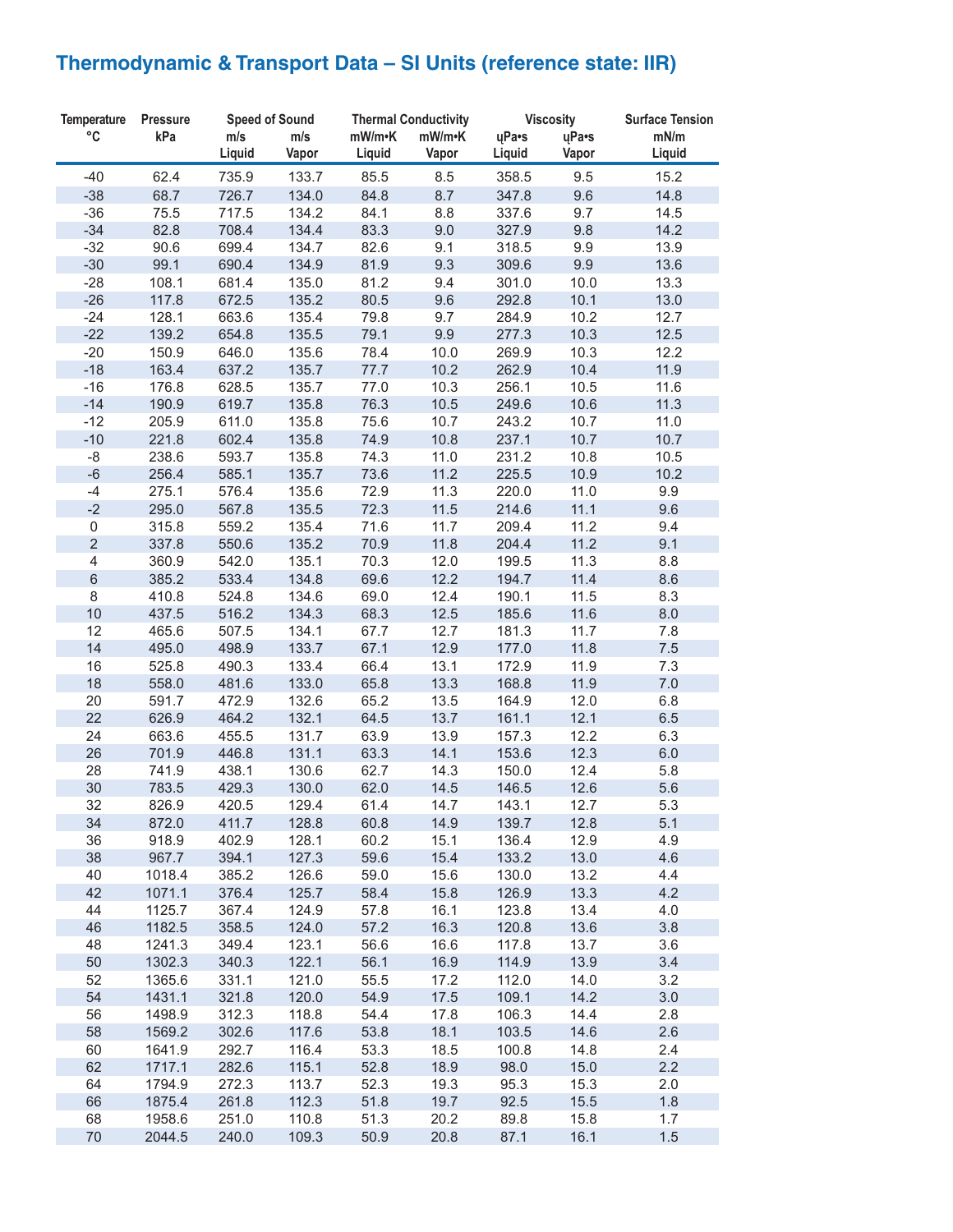# Thermodynamic & Transport Data – SI Units (reference state: IIR)

| Temperature °C | Pressure kPa | Speed of Sound m/s Liquid | Speed of Sound m/s Vapor | Thermal Conductivity mW/m•K Liquid | Thermal Conductivity mW/m•K Vapor | Viscosity µPa•s Liquid | Viscosity µPa•s Vapor | Surface Tension mN/m Liquid |
|---|---|---|---|---|---|---|---|---|
| -40 | 62.4 | 735.9 | 133.7 | 85.5 | 8.5 | 358.5 | 9.5 | 15.2 |
| -38 | 68.7 | 726.7 | 134.0 | 84.8 | 8.7 | 347.8 | 9.6 | 14.8 |
| -36 | 75.5 | 717.5 | 134.2 | 84.1 | 8.8 | 337.6 | 9.7 | 14.5 |
| -34 | 82.8 | 708.4 | 134.4 | 83.3 | 9.0 | 327.9 | 9.8 | 14.2 |
| -32 | 90.6 | 699.4 | 134.7 | 82.6 | 9.1 | 318.5 | 9.9 | 13.9 |
| -30 | 99.1 | 690.4 | 134.9 | 81.9 | 9.3 | 309.6 | 9.9 | 13.6 |
| -28 | 108.1 | 681.4 | 135.0 | 81.2 | 9.4 | 301.0 | 10.0 | 13.3 |
| -26 | 117.8 | 672.5 | 135.2 | 80.5 | 9.6 | 292.8 | 10.1 | 13.0 |
| -24 | 128.1 | 663.6 | 135.4 | 79.8 | 9.7 | 284.9 | 10.2 | 12.7 |
| -22 | 139.2 | 654.8 | 135.5 | 79.1 | 9.9 | 277.3 | 10.3 | 12.5 |
| -20 | 150.9 | 646.0 | 135.6 | 78.4 | 10.0 | 269.9 | 10.3 | 12.2 |
| -18 | 163.4 | 637.2 | 135.7 | 77.7 | 10.2 | 262.9 | 10.4 | 11.9 |
| -16 | 176.8 | 628.5 | 135.7 | 77.0 | 10.3 | 256.1 | 10.5 | 11.6 |
| -14 | 190.9 | 619.7 | 135.8 | 76.3 | 10.5 | 249.6 | 10.6 | 11.3 |
| -12 | 205.9 | 611.0 | 135.8 | 75.6 | 10.7 | 243.2 | 10.7 | 11.0 |
| -10 | 221.8 | 602.4 | 135.8 | 74.9 | 10.8 | 237.1 | 10.7 | 10.7 |
| -8 | 238.6 | 593.7 | 135.8 | 74.3 | 11.0 | 231.2 | 10.8 | 10.5 |
| -6 | 256.4 | 585.1 | 135.7 | 73.6 | 11.2 | 225.5 | 10.9 | 10.2 |
| -4 | 275.1 | 576.4 | 135.6 | 72.9 | 11.3 | 220.0 | 11.0 | 9.9 |
| -2 | 295.0 | 567.8 | 135.5 | 72.3 | 11.5 | 214.6 | 11.1 | 9.6 |
| 0 | 315.8 | 559.2 | 135.4 | 71.6 | 11.7 | 209.4 | 11.2 | 9.4 |
| 2 | 337.8 | 550.6 | 135.2 | 70.9 | 11.8 | 204.4 | 11.2 | 9.1 |
| 4 | 360.9 | 542.0 | 135.1 | 70.3 | 12.0 | 199.5 | 11.3 | 8.8 |
| 6 | 385.2 | 533.4 | 134.8 | 69.6 | 12.2 | 194.7 | 11.4 | 8.6 |
| 8 | 410.8 | 524.8 | 134.6 | 69.0 | 12.4 | 190.1 | 11.5 | 8.3 |
| 10 | 437.5 | 516.2 | 134.3 | 68.3 | 12.5 | 185.6 | 11.6 | 8.0 |
| 12 | 465.6 | 507.5 | 134.1 | 67.7 | 12.7 | 181.3 | 11.7 | 7.8 |
| 14 | 495.0 | 498.9 | 133.7 | 67.1 | 12.9 | 177.0 | 11.8 | 7.5 |
| 16 | 525.8 | 490.3 | 133.4 | 66.4 | 13.1 | 172.9 | 11.9 | 7.3 |
| 18 | 558.0 | 481.6 | 133.0 | 65.8 | 13.3 | 168.8 | 11.9 | 7.0 |
| 20 | 591.7 | 472.9 | 132.6 | 65.2 | 13.5 | 164.9 | 12.0 | 6.8 |
| 22 | 626.9 | 464.2 | 132.1 | 64.5 | 13.7 | 161.1 | 12.1 | 6.5 |
| 24 | 663.6 | 455.5 | 131.7 | 63.9 | 13.9 | 157.3 | 12.2 | 6.3 |
| 26 | 701.9 | 446.8 | 131.1 | 63.3 | 14.1 | 153.6 | 12.3 | 6.0 |
| 28 | 741.9 | 438.1 | 130.6 | 62.7 | 14.3 | 150.0 | 12.4 | 5.8 |
| 30 | 783.5 | 429.3 | 130.0 | 62.0 | 14.5 | 146.5 | 12.6 | 5.6 |
| 32 | 826.9 | 420.5 | 129.4 | 61.4 | 14.7 | 143.1 | 12.7 | 5.3 |
| 34 | 872.0 | 411.7 | 128.8 | 60.8 | 14.9 | 139.7 | 12.8 | 5.1 |
| 36 | 918.9 | 402.9 | 128.1 | 60.2 | 15.1 | 136.4 | 12.9 | 4.9 |
| 38 | 967.7 | 394.1 | 127.3 | 59.6 | 15.4 | 133.2 | 13.0 | 4.6 |
| 40 | 1018.4 | 385.2 | 126.6 | 59.0 | 15.6 | 130.0 | 13.2 | 4.4 |
| 42 | 1071.1 | 376.4 | 125.7 | 58.4 | 15.8 | 126.9 | 13.3 | 4.2 |
| 44 | 1125.7 | 367.4 | 124.9 | 57.8 | 16.1 | 123.8 | 13.4 | 4.0 |
| 46 | 1182.5 | 358.5 | 124.0 | 57.2 | 16.3 | 120.8 | 13.6 | 3.8 |
| 48 | 1241.3 | 349.4 | 123.1 | 56.6 | 16.6 | 117.8 | 13.7 | 3.6 |
| 50 | 1302.3 | 340.3 | 122.1 | 56.1 | 16.9 | 114.9 | 13.9 | 3.4 |
| 52 | 1365.6 | 331.1 | 121.0 | 55.5 | 17.2 | 112.0 | 14.0 | 3.2 |
| 54 | 1431.1 | 321.8 | 120.0 | 54.9 | 17.5 | 109.1 | 14.2 | 3.0 |
| 56 | 1498.9 | 312.3 | 118.8 | 54.4 | 17.8 | 106.3 | 14.4 | 2.8 |
| 58 | 1569.2 | 302.6 | 117.6 | 53.8 | 18.1 | 103.5 | 14.6 | 2.6 |
| 60 | 1641.9 | 292.7 | 116.4 | 53.3 | 18.5 | 100.8 | 14.8 | 2.4 |
| 62 | 1717.1 | 282.6 | 115.1 | 52.8 | 18.9 | 98.0 | 15.0 | 2.2 |
| 64 | 1794.9 | 272.3 | 113.7 | 52.3 | 19.3 | 95.3 | 15.3 | 2.0 |
| 66 | 1875.4 | 261.8 | 112.3 | 51.8 | 19.7 | 92.5 | 15.5 | 1.8 |
| 68 | 1958.6 | 251.0 | 110.8 | 51.3 | 20.2 | 89.8 | 15.8 | 1.7 |
| 70 | 2044.5 | 240.0 | 109.3 | 50.9 | 20.8 | 87.1 | 16.1 | 1.5 |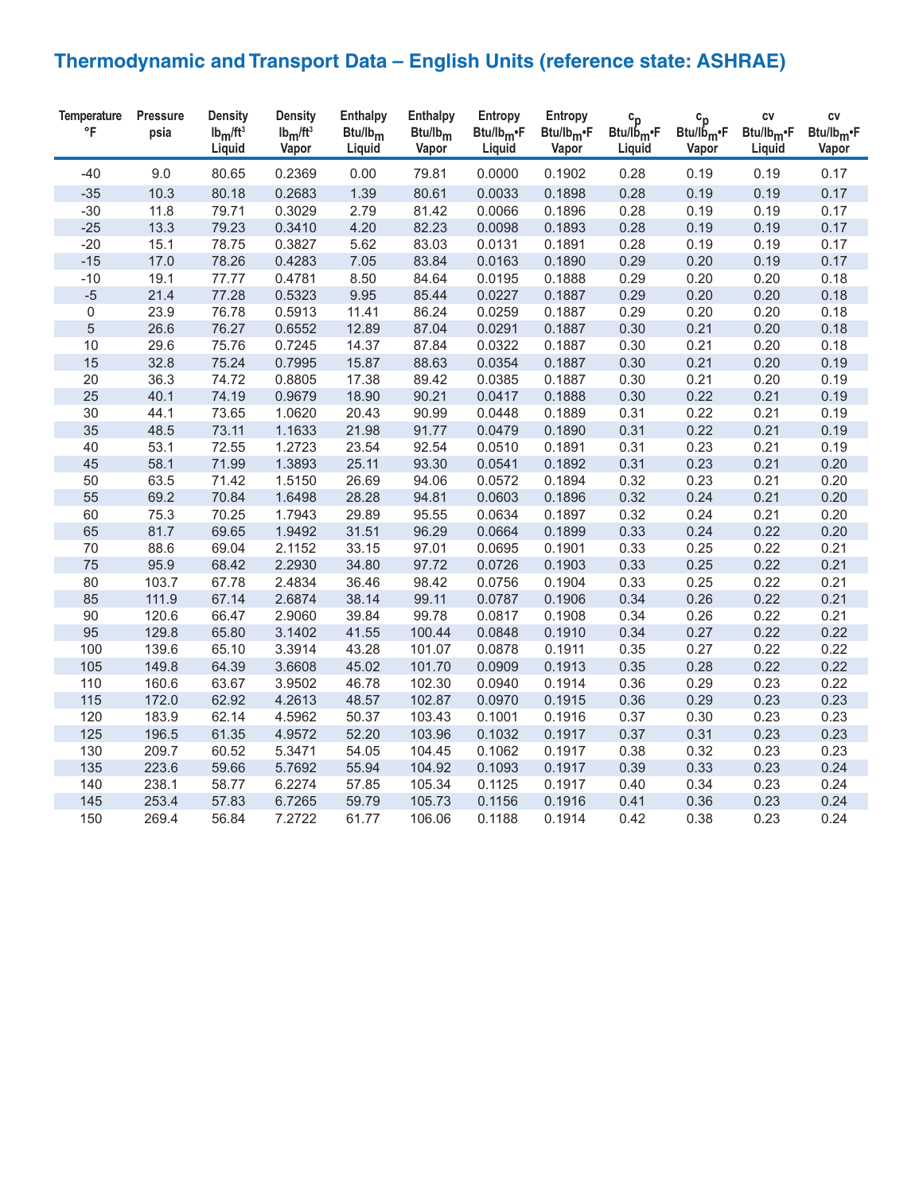# Thermodynamic and Transport Data – English Units (reference state: ASHRAE)

| Temperature °F | Pressure psia | Density $lb_m/ft^3$ Liquid | Density $lb_m/ft^3$ Vapor | Enthalpy $Btu/lb_m$ Liquid | Enthalpy $Btu/lb_m$ Vapor | Entropy $Btu/lb_m \cdot F$ Liquid | Entropy $Btu/lb_m \cdot F$ Vapor | $c_p$ $Btu/lb_m \cdot F$ Liquid | $c_p$ $Btu/lb_m \cdot F$ Vapor | cv $Btu/lb_m \cdot F$ Liquid | cv $Btu/lb_m \cdot F$ Vapor |
|---|---|---|---|---|---|---|---|---|---|---|---|
| -40 | 9.0 | 80.65 | 0.2369 | 0.00 | 79.81 | 0.0000 | 0.1902 | 0.28 | 0.19 | 0.19 | 0.17 |
| -35 | 10.3 | 80.18 | 0.2683 | 1.39 | 80.61 | 0.0033 | 0.1898 | 0.28 | 0.19 | 0.19 | 0.17 |
| -30 | 11.8 | 79.71 | 0.3029 | 2.79 | 81.42 | 0.0066 | 0.1896 | 0.28 | 0.19 | 0.19 | 0.17 |
| -25 | 13.3 | 79.23 | 0.3410 | 4.20 | 82.23 | 0.0098 | 0.1893 | 0.28 | 0.19 | 0.19 | 0.17 |
| -20 | 15.1 | 78.75 | 0.3827 | 5.62 | 83.03 | 0.0131 | 0.1891 | 0.28 | 0.19 | 0.19 | 0.17 |
| -15 | 17.0 | 78.26 | 0.4283 | 7.05 | 83.84 | 0.0163 | 0.1890 | 0.29 | 0.20 | 0.19 | 0.17 |
| -10 | 19.1 | 77.77 | 0.4781 | 8.50 | 84.64 | 0.0195 | 0.1888 | 0.29 | 0.20 | 0.20 | 0.18 |
| -5 | 21.4 | 77.28 | 0.5323 | 9.95 | 85.44 | 0.0227 | 0.1887 | 0.29 | 0.20 | 0.20 | 0.18 |
| 0 | 23.9 | 76.78 | 0.5913 | 11.41 | 86.24 | 0.0259 | 0.1887 | 0.29 | 0.20 | 0.20 | 0.18 |
| 5 | 26.6 | 76.27 | 0.6552 | 12.89 | 87.04 | 0.0291 | 0.1887 | 0.30 | 0.21 | 0.20 | 0.18 |
| 10 | 29.6 | 75.76 | 0.7245 | 14.37 | 87.84 | 0.0322 | 0.1887 | 0.30 | 0.21 | 0.20 | 0.18 |
| 15 | 32.8 | 75.24 | 0.7995 | 15.87 | 88.63 | 0.0354 | 0.1887 | 0.30 | 0.21 | 0.20 | 0.19 |
| 20 | 36.3 | 74.72 | 0.8805 | 17.38 | 89.42 | 0.0385 | 0.1887 | 0.30 | 0.21 | 0.20 | 0.19 |
| 25 | 40.1 | 74.19 | 0.9679 | 18.90 | 90.21 | 0.0417 | 0.1888 | 0.30 | 0.22 | 0.21 | 0.19 |
| 30 | 44.1 | 73.65 | 1.0620 | 20.43 | 90.99 | 0.0448 | 0.1889 | 0.31 | 0.22 | 0.21 | 0.19 |
| 35 | 48.5 | 73.11 | 1.1633 | 21.98 | 91.77 | 0.0479 | 0.1890 | 0.31 | 0.22 | 0.21 | 0.19 |
| 40 | 53.1 | 72.55 | 1.2723 | 23.54 | 92.54 | 0.0510 | 0.1891 | 0.31 | 0.23 | 0.21 | 0.19 |
| 45 | 58.1 | 71.99 | 1.3893 | 25.11 | 93.30 | 0.0541 | 0.1892 | 0.31 | 0.23 | 0.21 | 0.20 |
| 50 | 63.5 | 71.42 | 1.5150 | 26.69 | 94.06 | 0.0572 | 0.1894 | 0.32 | 0.23 | 0.21 | 0.20 |
| 55 | 69.2 | 70.84 | 1.6498 | 28.28 | 94.81 | 0.0603 | 0.1896 | 0.32 | 0.24 | 0.21 | 0.20 |
| 60 | 75.3 | 70.25 | 1.7943 | 29.89 | 95.55 | 0.0634 | 0.1897 | 0.32 | 0.24 | 0.21 | 0.20 |
| 65 | 81.7 | 69.65 | 1.9492 | 31.51 | 96.29 | 0.0664 | 0.1899 | 0.33 | 0.24 | 0.22 | 0.20 |
| 70 | 88.6 | 69.04 | 2.1152 | 33.15 | 97.01 | 0.0695 | 0.1901 | 0.33 | 0.25 | 0.22 | 0.21 |
| 75 | 95.9 | 68.42 | 2.2930 | 34.80 | 97.72 | 0.0726 | 0.1903 | 0.33 | 0.25 | 0.22 | 0.21 |
| 80 | 103.7 | 67.78 | 2.4834 | 36.46 | 98.42 | 0.0756 | 0.1904 | 0.33 | 0.25 | 0.22 | 0.21 |
| 85 | 111.9 | 67.14 | 2.6874 | 38.14 | 99.11 | 0.0787 | 0.1906 | 0.34 | 0.26 | 0.22 | 0.21 |
| 90 | 120.6 | 66.47 | 2.9060 | 39.84 | 99.78 | 0.0817 | 0.1908 | 0.34 | 0.26 | 0.22 | 0.21 |
| 95 | 129.8 | 65.80 | 3.1402 | 41.55 | 100.44 | 0.0848 | 0.1910 | 0.34 | 0.27 | 0.22 | 0.22 |
| 100 | 139.6 | 65.10 | 3.3914 | 43.28 | 101.07 | 0.0878 | 0.1911 | 0.35 | 0.27 | 0.22 | 0.22 |
| 105 | 149.8 | 64.39 | 3.6608 | 45.02 | 101.70 | 0.0909 | 0.1913 | 0.35 | 0.28 | 0.22 | 0.22 |
| 110 | 160.6 | 63.67 | 3.9502 | 46.78 | 102.30 | 0.0940 | 0.1914 | 0.36 | 0.29 | 0.23 | 0.22 |
| 115 | 172.0 | 62.92 | 4.2613 | 48.57 | 102.87 | 0.0970 | 0.1915 | 0.36 | 0.29 | 0.23 | 0.23 |
| 120 | 183.9 | 62.14 | 4.5962 | 50.37 | 103.43 | 0.1001 | 0.1916 | 0.37 | 0.30 | 0.23 | 0.23 |
| 125 | 196.5 | 61.35 | 4.9572 | 52.20 | 103.96 | 0.1032 | 0.1917 | 0.37 | 0.31 | 0.23 | 0.23 |
| 130 | 209.7 | 60.52 | 5.3471 | 54.05 | 104.45 | 0.1062 | 0.1917 | 0.38 | 0.32 | 0.23 | 0.23 |
| 135 | 223.6 | 59.66 | 5.7692 | 55.94 | 104.92 | 0.1093 | 0.1917 | 0.39 | 0.33 | 0.23 | 0.24 |
| 140 | 238.1 | 58.77 | 6.2274 | 57.85 | 105.34 | 0.1125 | 0.1917 | 0.40 | 0.34 | 0.23 | 0.24 |
| 145 | 253.4 | 57.83 | 6.7265 | 59.79 | 105.73 | 0.1156 | 0.1916 | 0.41 | 0.36 | 0.23 | 0.24 |
| 150 | 269.4 | 56.84 | 7.2722 | 61.77 | 106.06 | 0.1188 | 0.1914 | 0.42 | 0.38 | 0.23 | 0.24 |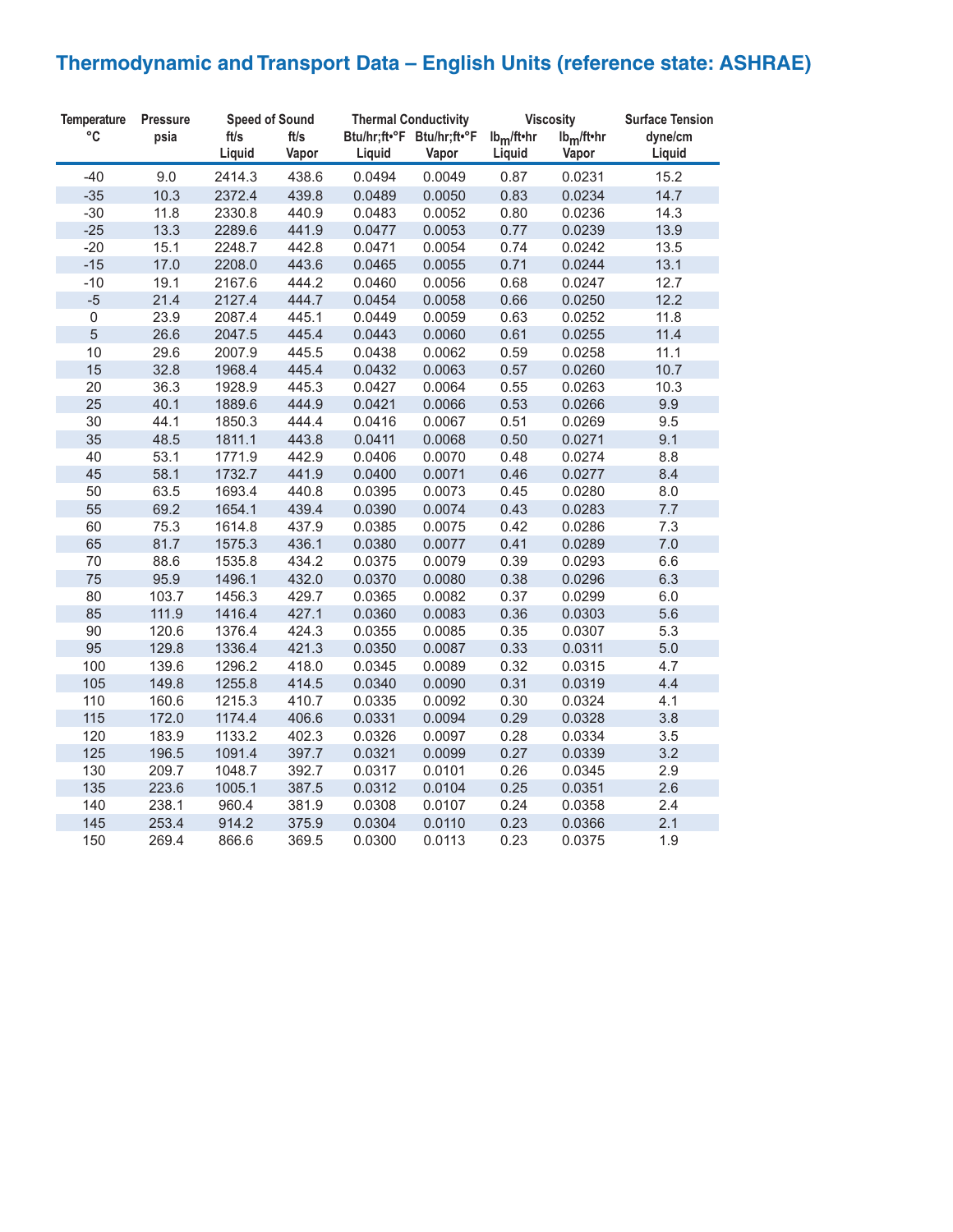# Thermodynamic and Transport Data – English Units (reference state: ASHRAE)

| Temperature | Pressure | Speed of Sound | | Thermal Conductivity | | Viscosity | | Surface Tension |
|---|---|---|---|---|---|---|---|---|
| °C | psia | ft/s Liquid | ft/s Vapor | Btu/hr;ft•°F Liquid | Btu/hr;ft•°F Vapor | $lb_m$/ft•hr Liquid | $lb_m$/ft•hr Vapor | dyne/cm Liquid |
| -40 | 9.0 | 2414.3 | 438.6 | 0.0494 | 0.0049 | 0.87 | 0.0231 | 15.2 |
| -35 | 10.3 | 2372.4 | 439.8 | 0.0489 | 0.0050 | 0.83 | 0.0234 | 14.7 |
| -30 | 11.8 | 2330.8 | 440.9 | 0.0483 | 0.0052 | 0.80 | 0.0236 | 14.3 |
| -25 | 13.3 | 2289.6 | 441.9 | 0.0477 | 0.0053 | 0.77 | 0.0239 | 13.9 |
| -20 | 15.1 | 2248.7 | 442.8 | 0.0471 | 0.0054 | 0.74 | 0.0242 | 13.5 |
| -15 | 17.0 | 2208.0 | 443.6 | 0.0465 | 0.0055 | 0.71 | 0.0244 | 13.1 |
| -10 | 19.1 | 2167.6 | 444.2 | 0.0460 | 0.0056 | 0.68 | 0.0247 | 12.7 |
| -5 | 21.4 | 2127.4 | 444.7 | 0.0454 | 0.0058 | 0.66 | 0.0250 | 12.2 |
| 0 | 23.9 | 2087.4 | 445.1 | 0.0449 | 0.0059 | 0.63 | 0.0252 | 11.8 |
| 5 | 26.6 | 2047.5 | 445.4 | 0.0443 | 0.0060 | 0.61 | 0.0255 | 11.4 |
| 10 | 29.6 | 2007.9 | 445.5 | 0.0438 | 0.0062 | 0.59 | 0.0258 | 11.1 |
| 15 | 32.8 | 1968.4 | 445.4 | 0.0432 | 0.0063 | 0.57 | 0.0260 | 10.7 |
| 20 | 36.3 | 1928.9 | 445.3 | 0.0427 | 0.0064 | 0.55 | 0.0263 | 10.3 |
| 25 | 40.1 | 1889.6 | 444.9 | 0.0421 | 0.0066 | 0.53 | 0.0266 | 9.9 |
| 30 | 44.1 | 1850.3 | 444.4 | 0.0416 | 0.0067 | 0.51 | 0.0269 | 9.5 |
| 35 | 48.5 | 1811.1 | 443.8 | 0.0411 | 0.0068 | 0.50 | 0.0271 | 9.1 |
| 40 | 53.1 | 1771.9 | 442.9 | 0.0406 | 0.0070 | 0.48 | 0.0274 | 8.8 |
| 45 | 58.1 | 1732.7 | 441.9 | 0.0400 | 0.0071 | 0.46 | 0.0277 | 8.4 |
| 50 | 63.5 | 1693.4 | 440.8 | 0.0395 | 0.0073 | 0.45 | 0.0280 | 8.0 |
| 55 | 69.2 | 1654.1 | 439.4 | 0.0390 | 0.0074 | 0.43 | 0.0283 | 7.7 |
| 60 | 75.3 | 1614.8 | 437.9 | 0.0385 | 0.0075 | 0.42 | 0.0286 | 7.3 |
| 65 | 81.7 | 1575.3 | 436.1 | 0.0380 | 0.0077 | 0.41 | 0.0289 | 7.0 |
| 70 | 88.6 | 1535.8 | 434.2 | 0.0375 | 0.0079 | 0.39 | 0.0293 | 6.6 |
| 75 | 95.9 | 1496.1 | 432.0 | 0.0370 | 0.0080 | 0.38 | 0.0296 | 6.3 |
| 80 | 103.7 | 1456.3 | 429.7 | 0.0365 | 0.0082 | 0.37 | 0.0299 | 6.0 |
| 85 | 111.9 | 1416.4 | 427.1 | 0.0360 | 0.0083 | 0.36 | 0.0303 | 5.6 |
| 90 | 120.6 | 1376.4 | 424.3 | 0.0355 | 0.0085 | 0.35 | 0.0307 | 5.3 |
| 95 | 129.8 | 1336.4 | 421.3 | 0.0350 | 0.0087 | 0.33 | 0.0311 | 5.0 |
| 100 | 139.6 | 1296.2 | 418.0 | 0.0345 | 0.0089 | 0.32 | 0.0315 | 4.7 |
| 105 | 149.8 | 1255.8 | 414.5 | 0.0340 | 0.0090 | 0.31 | 0.0319 | 4.4 |
| 110 | 160.6 | 1215.3 | 410.7 | 0.0335 | 0.0092 | 0.30 | 0.0324 | 4.1 |
| 115 | 172.0 | 1174.4 | 406.6 | 0.0331 | 0.0094 | 0.29 | 0.0328 | 3.8 |
| 120 | 183.9 | 1133.2 | 402.3 | 0.0326 | 0.0097 | 0.28 | 0.0334 | 3.5 |
| 125 | 196.5 | 1091.4 | 397.7 | 0.0321 | 0.0099 | 0.27 | 0.0339 | 3.2 |
| 130 | 209.7 | 1048.7 | 392.7 | 0.0317 | 0.0101 | 0.26 | 0.0345 | 2.9 |
| 135 | 223.6 | 1005.1 | 387.5 | 0.0312 | 0.0104 | 0.25 | 0.0351 | 2.6 |
| 140 | 238.1 | 960.4 | 381.9 | 0.0308 | 0.0107 | 0.24 | 0.0358 | 2.4 |
| 145 | 253.4 | 914.2 | 375.9 | 0.0304 | 0.0110 | 0.23 | 0.0366 | 2.1 |
| 150 | 269.4 | 866.6 | 369.5 | 0.0300 | 0.0113 | 0.23 | 0.0375 | 1.9 |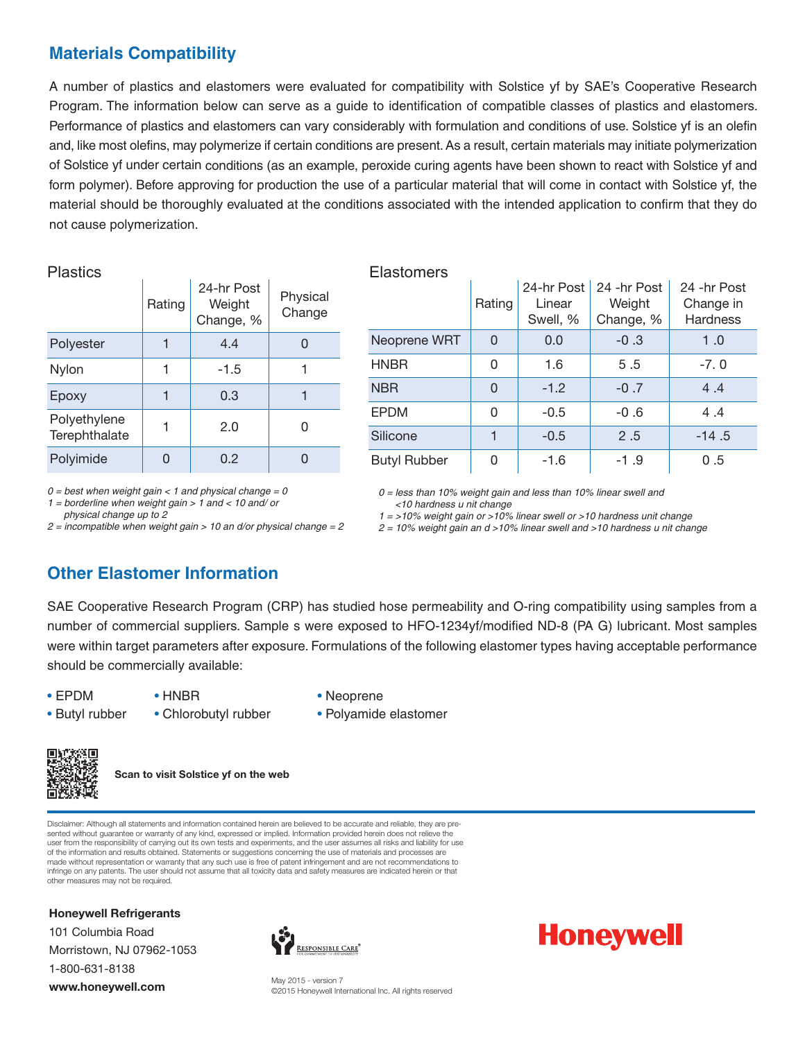## Materials Compatibility

A number of plastics and elastomers were evaluated for compatibility with Solstice yf by SAE's Cooperative Research Program. The information below can serve as a guide to identification of compatible classes of plastics and elastomers. Performance of plastics and elastomers can vary considerably with formulation and conditions of use. Solstice yf is an olefin and, like most olefins, may polymerize if certain conditions are present. As a result, certain materials may initiate polymerization of Solstice yf under certain conditions (as an example, peroxide curing agents have been shown to react with Solstice yf and form polymer). Before approving for production the use of a particular material that will come in contact with Solstice yf, the material should be thoroughly evaluated at the conditions associated with the intended application to confirm that they do not cause polymerization.

### Plastics

| | Rating | 24-hr Post Weight Change, % | Physical Change |
|---|---|---|---|
| Polyester | 1 | 4.4 | 0 |
| Nylon | 1 | -1.5 | 1 |
| Epoxy | 1 | 0.3 | 1 |
| Polyethylene Terephthalate | 1 | 2.0 | 0 |
| Polyimide | 0 | 0.2 | 0 |

*0 = best when weight gain < 1 and physical change = 0*
*1 = borderline when weight gain > 1 and < 10 and/ or physical change up to 2*
*2 = incompatible when weight gain > 10 an d/or physical change = 2*

### Elastomers

| | Rating | 24-hr Post Linear Swell, % | 24 -hr Post Weight Change, % | 24 -hr Post Change in Hardness |
|---|---|---|---|---|
| Neoprene WRT | 0 | 0.0 | -0 .3 | 1 .0 |
| HNBR | 0 | 1.6 | 5 .5 | -7. 0 |
| NBR | 0 | -1.2 | -0 .7 | 4 .4 |
| EPDM | 0 | -0.5 | -0 .6 | 4 .4 |
| Silicone | 1 | -0.5 | 2 .5 | -14 .5 |
| Butyl Rubber | 0 | -1.6 | -1 .9 | 0 .5 |

*0 = less than 10% weight gain and less than 10% linear swell and <10 hardness u nit change*
*1 = >10% weight gain or >10% linear swell or >10 hardness unit change*
*2 = 10% weight gain an d >10% linear swell and >10 hardness u nit change*

## Other Elastomer Information

SAE Cooperative Research Program (CRP) has studied hose permeability and O-ring compatibility using samples from a number of commercial suppliers. Sample s were exposed to HFO-1234yf/modified ND-8 (PA G) lubricant. Most samples were within target parameters after exposure. Formulations of the following elastomer types having acceptable performance should be commercially available:

- EPDM
- Butyl rubber
- HNBR
- Chlorobutyl rubber
- Neoprene
- Polyamide elastomer

**Scan to visit Solstice yf on the web**

Disclaimer: Although all statements and information contained herein are believed to be accurate and reliable, they are presented without guarantee or warranty of any kind, expressed or implied. Information provided herein does not relieve the user from the responsibility of carrying out its own tests and experiments, and the user assumes all risks and liability for use of the information and results obtained. Statements or suggestions concerning the use of materials and processes are made without representation or warranty that any such use is free of patent infringement and are not recommendations to infringe on any patents. The user should not assume that all toxicity data and safety measures are indicated herein or that other measures may not be required.

**Honeywell Refrigerants**
101 Columbia Road
Morristown, NJ 07962-1053
1-800-631-8138
**www.honeywell.com**

Responsible Care®

May 2015 - version 7
©2015 Honeywell International Inc. All rights reserved

Honeywell